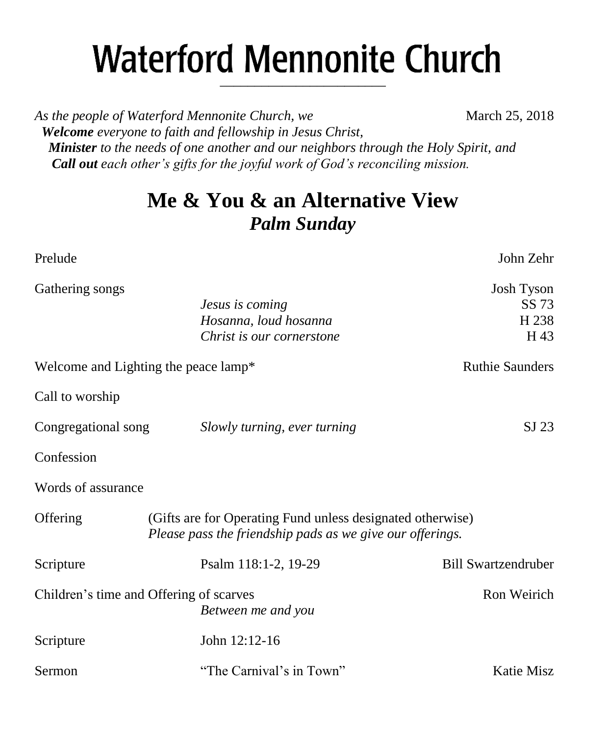# Waterford Mennonite Church

*As the people of Waterford Mennonite Church, we* March 25, 2018
***Welcome** everyone to faith and fellowship in Jesus Christ,*
***Minister** to the needs of one another and our neighbors through the Holy Spirit, and*
***Call out** each other's gifts for the joyful work of God's reconciling mission.*

## Me & You & an Alternative View
## *Palm Sunday*

Prelude — John Zehr

Gathering songs — Josh Tyson
- *Jesus is coming* — SS 73
- *Hosanna, loud hosanna* — H 238
- *Christ is our cornerstone* — H 43

Welcome and Lighting the peace lamp* — Ruthie Saunders

Call to worship

Congregational song — *Slowly turning, ever turning* — SJ 23

Confession

Words of assurance

Offering — (Gifts are for Operating Fund unless designated otherwise)
*Please pass the friendship pads as we give our offerings.*

Scripture — Psalm 118:1-2, 19-29 — Bill Swartzendruber

Children's time and Offering of scarves — Ron Weirich
*Between me and you*

Scripture — John 12:12-16

Sermon — "The Carnival's in Town" — Katie Misz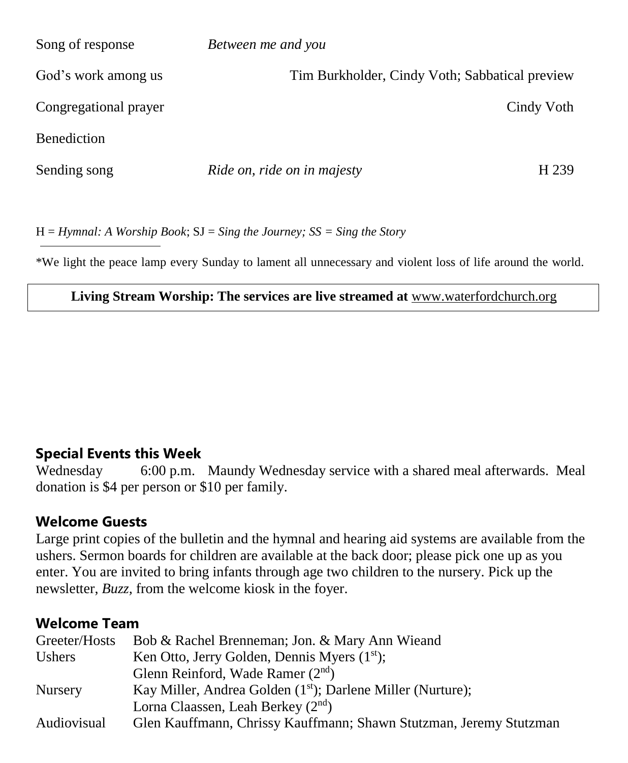| | | |
|---|---|---|
| Song of response | *Between me and you* | |
| God's work among us | | Tim Burkholder, Cindy Voth; Sabbatical preview |
| Congregational prayer | | Cindy Voth |
| Benediction | | |
| Sending song | *Ride on, ride on in majesty* | H 239 |

H = *Hymnal: A Worship Book*; SJ = *Sing the Journey; SS = Sing the Story*

---

*We light the peace lamp every Sunday to lament all unnecessary and violent loss of life around the world.

**Living Stream Worship: The services are live streamed at** www.waterfordchurch.org

## Special Events this Week

Wednesday 6:00 p.m. Maundy Wednesday service with a shared meal afterwards. Meal donation is $4 per person or $10 per family.

## Welcome Guests

Large print copies of the bulletin and the hymnal and hearing aid systems are available from the ushers. Sermon boards for children are available at the back door; please pick one up as you enter. You are invited to bring infants through age two children to the nursery. Pick up the newsletter, *Buzz,* from the welcome kiosk in the foyer.

## Welcome Team

| | |
|---|---|
| Greeter/Hosts | Bob & Rachel Brenneman; Jon. & Mary Ann Wieand |
| Ushers | Ken Otto, Jerry Golden, Dennis Myers (1st); Glenn Reinford, Wade Ramer (2nd) |
| Nursery | Kay Miller, Andrea Golden (1st); Darlene Miller (Nurture); Lorna Claassen, Leah Berkey (2nd) |
| Audiovisual | Glen Kauffmann, Chrissy Kauffmann; Shawn Stutzman, Jeremy Stutzman |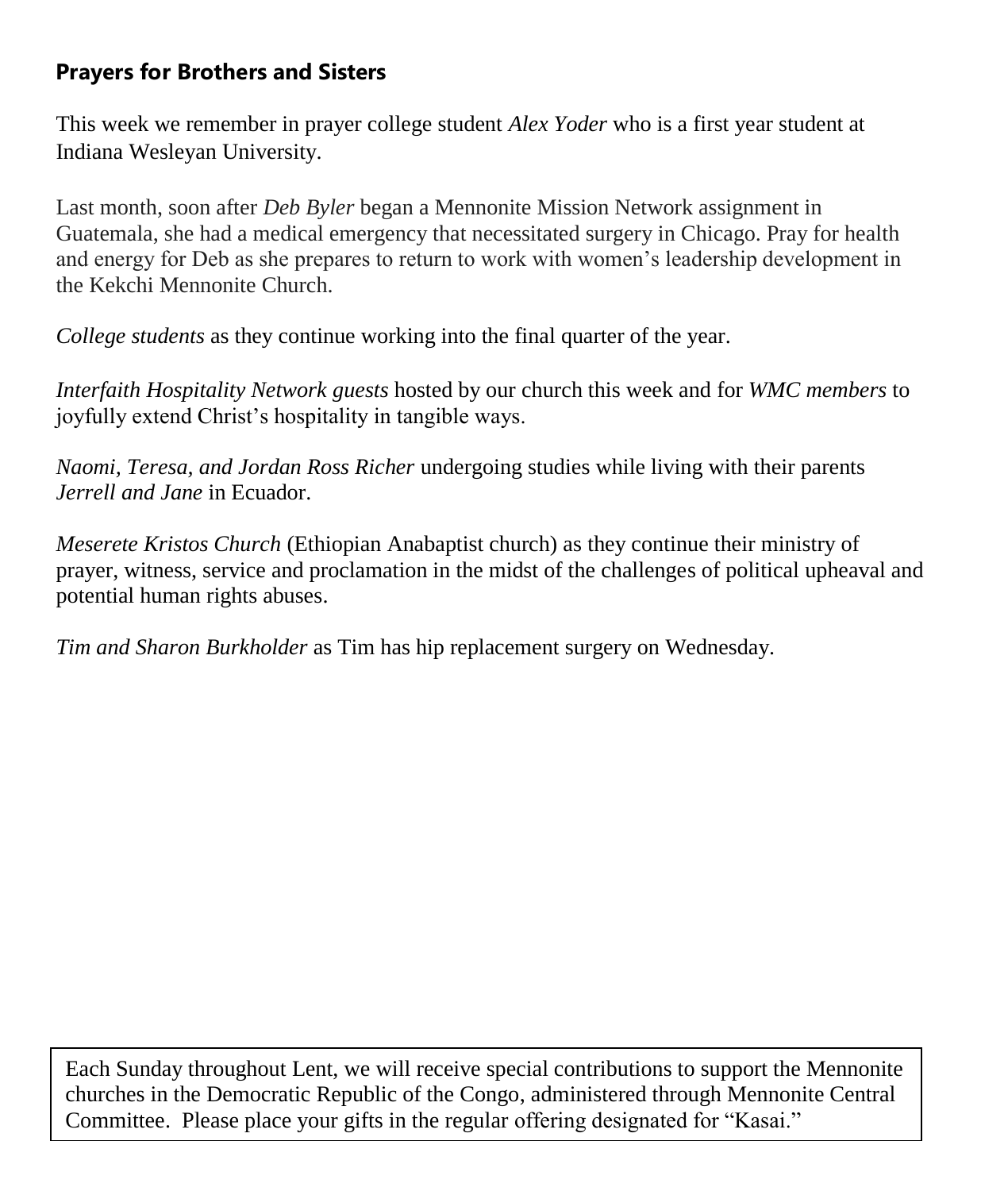## Prayers for Brothers and Sisters

This week we remember in prayer college student *Alex Yoder* who is a first year student at Indiana Wesleyan University.

Last month, soon after *Deb Byler* began a Mennonite Mission Network assignment in Guatemala, she had a medical emergency that necessitated surgery in Chicago. Pray for health and energy for Deb as she prepares to return to work with women's leadership development in the Kekchi Mennonite Church.

*College students* as they continue working into the final quarter of the year.

*Interfaith Hospitality Network guests* hosted by our church this week and for *WMC members* to joyfully extend Christ's hospitality in tangible ways.

*Naomi, Teresa, and Jordan Ross Richer* undergoing studies while living with their parents *Jerrell and Jane* in Ecuador.

*Meserete Kristos Church* (Ethiopian Anabaptist church) as they continue their ministry of prayer, witness, service and proclamation in the midst of the challenges of political upheaval and potential human rights abuses.

*Tim and Sharon Burkholder* as Tim has hip replacement surgery on Wednesday.

Each Sunday throughout Lent, we will receive special contributions to support the Mennonite churches in the Democratic Republic of the Congo, administered through Mennonite Central Committee. Please place your gifts in the regular offering designated for "Kasai."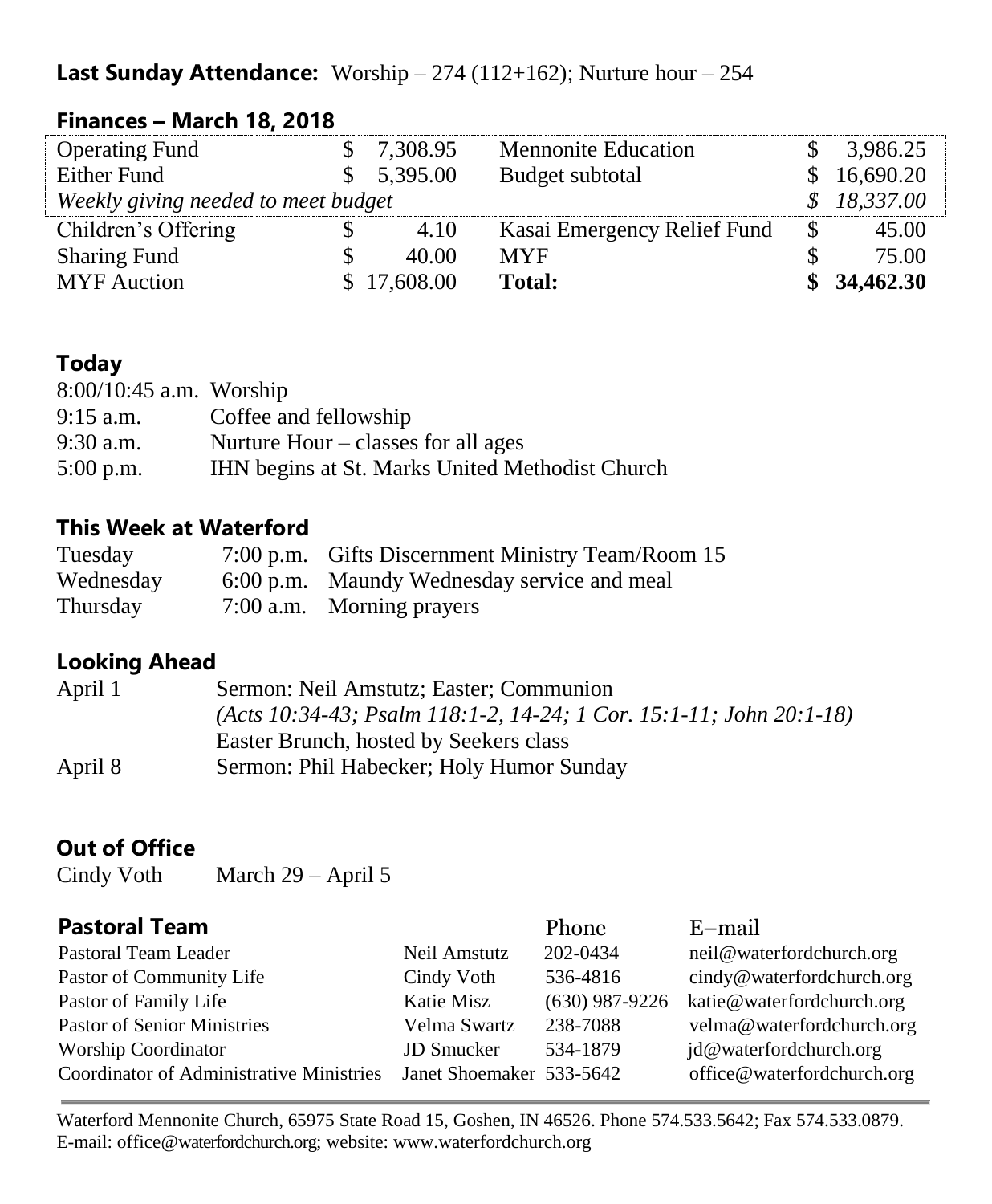**Last Sunday Attendance:** Worship – 274 (112+162); Nurture hour – 254

## Finances – March 18, 2018

| | | | |
|---|---|---|---|
| Operating Fund | $ 7,308.95 | Mennonite Education | $ 3,986.25 |
| Either Fund | $ 5,395.00 | Budget subtotal | $ 16,690.20 |
| *Weekly giving needed to meet budget* | | | *$ 18,337.00* |
| Children's Offering | $ 4.10 | Kasai Emergency Relief Fund | $ 45.00 |
| Sharing Fund | $ 40.00 | MYF | $ 75.00 |
| MYF Auction | $ 17,608.00 | **Total:** | **$ 34,462.30** |

## Today

| | |
|---|---|
| 8:00/10:45 a.m. | Worship |
| 9:15 a.m. | Coffee and fellowship |
| 9:30 a.m. | Nurture Hour – classes for all ages |
| 5:00 p.m. | IHN begins at St. Marks United Methodist Church |

## This Week at Waterford

| | | |
|---|---|---|
| Tuesday | 7:00 p.m. | Gifts Discernment Ministry Team/Room 15 |
| Wednesday | 6:00 p.m. | Maundy Wednesday service and meal |
| Thursday | 7:00 a.m. | Morning prayers |

## Looking Ahead

| | |
|---|---|
| April 1 | Sermon: Neil Amstutz; Easter; Communion |
| | *(Acts 10:34-43; Psalm 118:1-2, 14-24; 1 Cor. 15:1-11; John 20:1-18)* |
| | Easter Brunch, hosted by Seekers class |
| April 8 | Sermon: Phil Habecker; Holy Humor Sunday |

## Out of Office

Cindy Voth March 29 – April 5

## Pastoral Team

| | | Phone | E–mail |
|---|---|---|---|
| Pastoral Team Leader | Neil Amstutz | 202-0434 | neil@waterfordchurch.org |
| Pastor of Community Life | Cindy Voth | 536-4816 | cindy@waterfordchurch.org |
| Pastor of Family Life | Katie Misz | (630) 987-9226 | katie@waterfordchurch.org |
| Pastor of Senior Ministries | Velma Swartz | 238-7088 | velma@waterfordchurch.org |
| Worship Coordinator | JD Smucker | 534-1879 | jd@waterfordchurch.org |
| Coordinator of Administrative Ministries | Janet Shoemaker | 533-5642 | office@waterfordchurch.org |

Waterford Mennonite Church, 65975 State Road 15, Goshen, IN 46526. Phone 574.533.5642; Fax 574.533.0879. E-mail: office@waterfordchurch.org; website: www.waterfordchurch.org